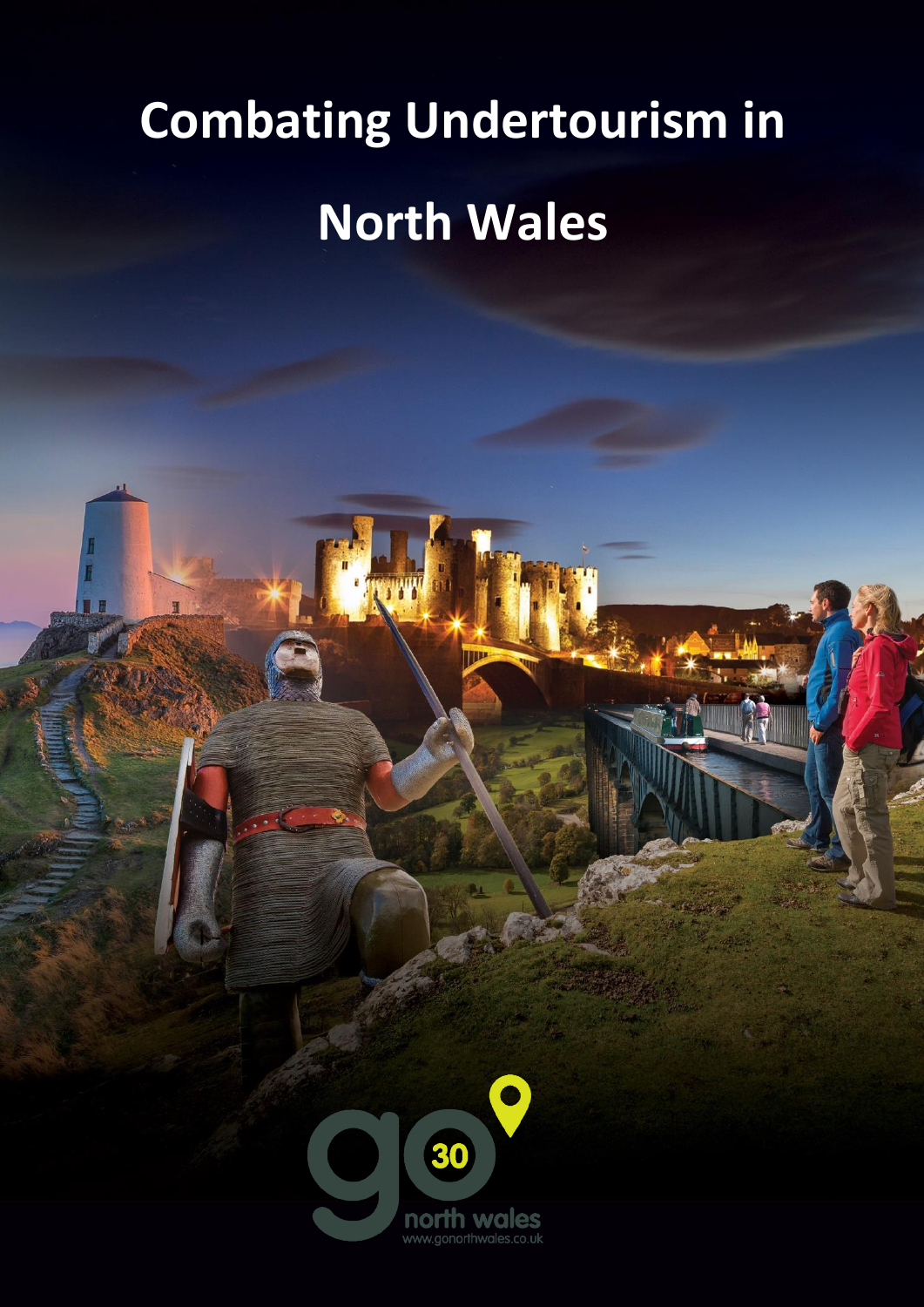# Combating Undertourism in North Wales

go 30 north wales

www.gonorthwales.co.uk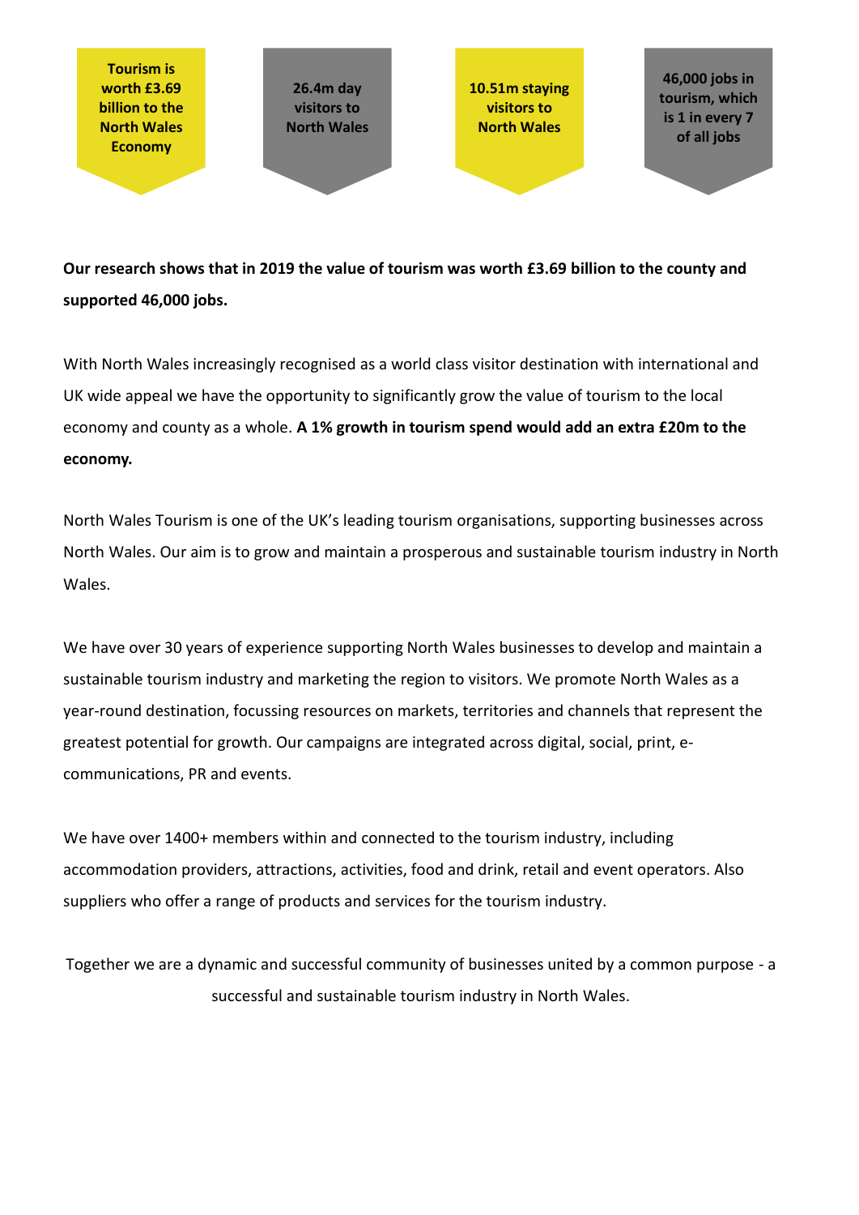**Tourism is worth £3.69 billion to the North Wales Economy**

**26.4m day visitors to North Wales**

**10.51m staying visitors to North Wales**

**46,000 jobs in tourism, which is 1 in every 7 of all jobs**

**Our research shows that in 2019 the value of tourism was worth £3.69 billion to the county and supported 46,000 jobs.**

With North Wales increasingly recognised as a world class visitor destination with international and UK wide appeal we have the opportunity to significantly grow the value of tourism to the local economy and county as a whole. **A 1% growth in tourism spend would add an extra £20m to the economy.**

North Wales Tourism is one of the UK's leading tourism organisations, supporting businesses across North Wales. Our aim is to grow and maintain a prosperous and sustainable tourism industry in North Wales.

We have over 30 years of experience supporting North Wales businesses to develop and maintain a sustainable tourism industry and marketing the region to visitors. We promote North Wales as a year-round destination, focussing resources on markets, territories and channels that represent the greatest potential for growth. Our campaigns are integrated across digital, social, print, e-communications, PR and events.

We have over 1400+ members within and connected to the tourism industry, including accommodation providers, attractions, activities, food and drink, retail and event operators. Also suppliers who offer a range of products and services for the tourism industry.

Together we are a dynamic and successful community of businesses united by a common purpose - a successful and sustainable tourism industry in North Wales.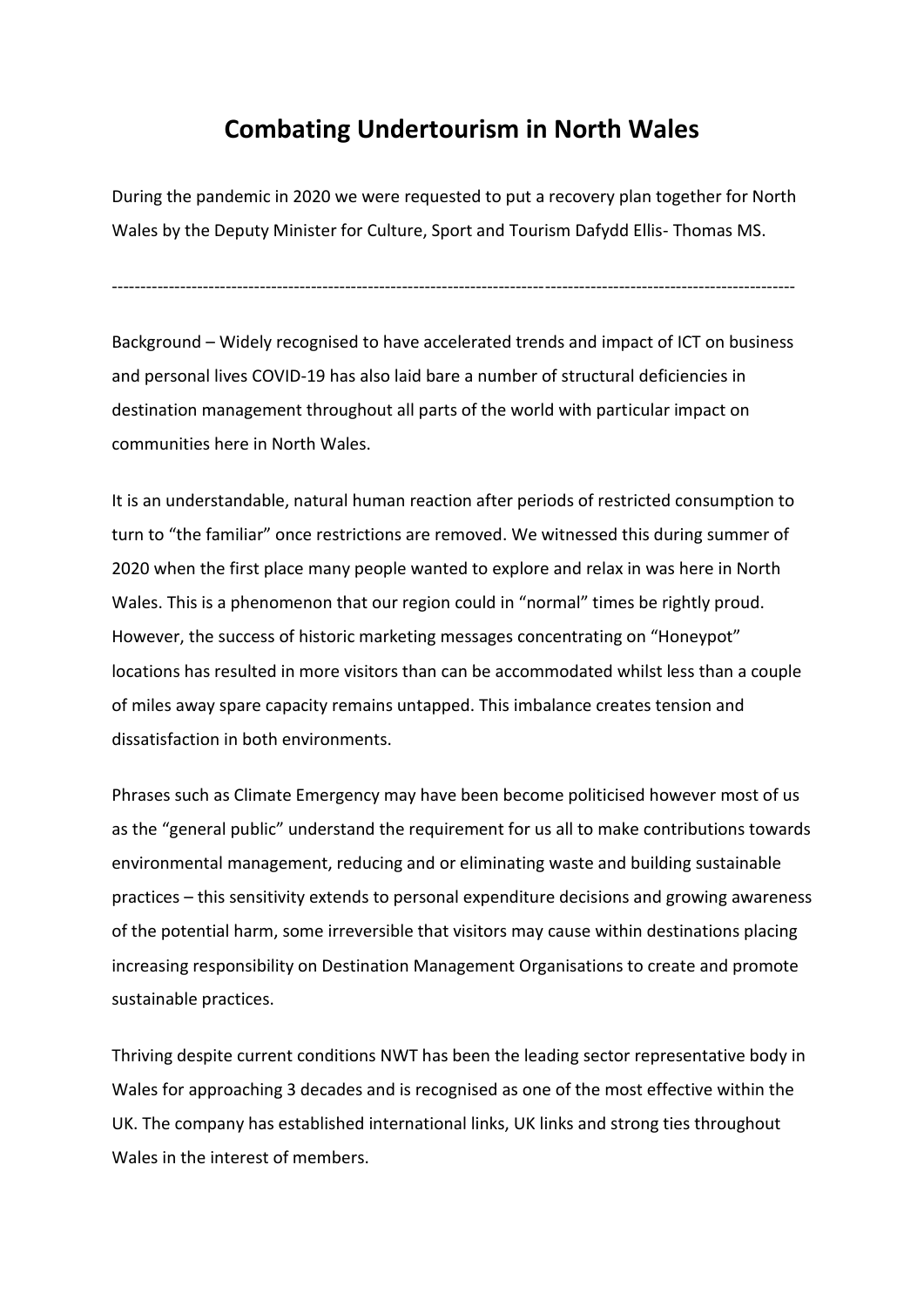# Combating Undertourism in North Wales

During the pandemic in 2020 we were requested to put a recovery plan together for North Wales by the Deputy Minister for Culture, Sport and Tourism Dafydd Ellis- Thomas MS.

---

Background – Widely recognised to have accelerated trends and impact of ICT on business and personal lives COVID-19 has also laid bare a number of structural deficiencies in destination management throughout all parts of the world with particular impact on communities here in North Wales.

It is an understandable, natural human reaction after periods of restricted consumption to turn to "the familiar" once restrictions are removed. We witnessed this during summer of 2020 when the first place many people wanted to explore and relax in was here in North Wales. This is a phenomenon that our region could in "normal" times be rightly proud. However, the success of historic marketing messages concentrating on "Honeypot" locations has resulted in more visitors than can be accommodated whilst less than a couple of miles away spare capacity remains untapped. This imbalance creates tension and dissatisfaction in both environments.

Phrases such as Climate Emergency may have been become politicised however most of us as the "general public" understand the requirement for us all to make contributions towards environmental management, reducing and or eliminating waste and building sustainable practices – this sensitivity extends to personal expenditure decisions and growing awareness of the potential harm, some irreversible that visitors may cause within destinations placing increasing responsibility on Destination Management Organisations to create and promote sustainable practices.

Thriving despite current conditions NWT has been the leading sector representative body in Wales for approaching 3 decades and is recognised as one of the most effective within the UK. The company has established international links, UK links and strong ties throughout Wales in the interest of members.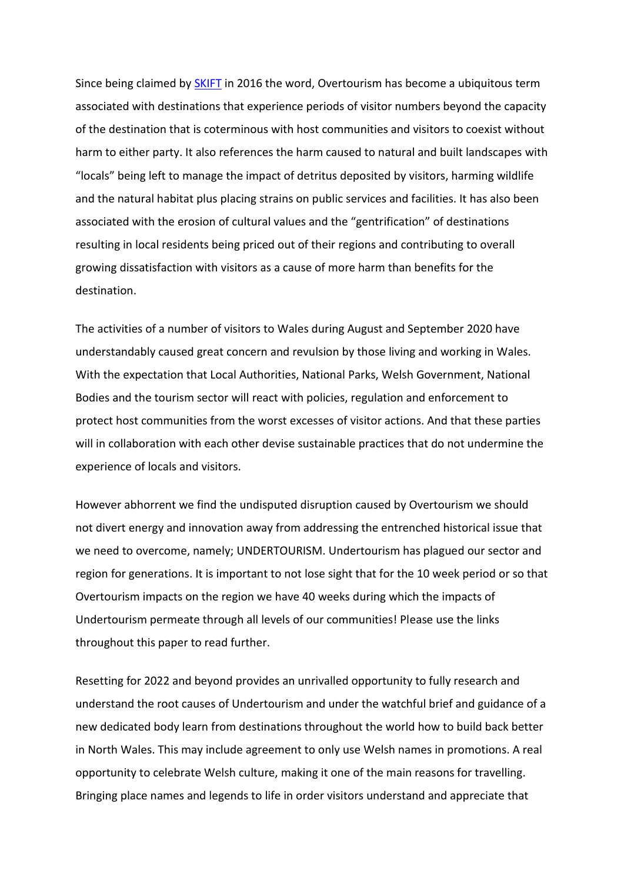Since being claimed by SKIFT in 2016 the word, Overtourism has become a ubiquitous term associated with destinations that experience periods of visitor numbers beyond the capacity of the destination that is coterminous with host communities and visitors to coexist without harm to either party. It also references the harm caused to natural and built landscapes with "locals" being left to manage the impact of detritus deposited by visitors, harming wildlife and the natural habitat plus placing strains on public services and facilities. It has also been associated with the erosion of cultural values and the "gentrification" of destinations resulting in local residents being priced out of their regions and contributing to overall growing dissatisfaction with visitors as a cause of more harm than benefits for the destination.

The activities of a number of visitors to Wales during August and September 2020 have understandably caused great concern and revulsion by those living and working in Wales. With the expectation that Local Authorities, National Parks, Welsh Government, National Bodies and the tourism sector will react with policies, regulation and enforcement to protect host communities from the worst excesses of visitor actions. And that these parties will in collaboration with each other devise sustainable practices that do not undermine the experience of locals and visitors.

However abhorrent we find the undisputed disruption caused by Overtourism we should not divert energy and innovation away from addressing the entrenched historical issue that we need to overcome, namely; UNDERTOURISM. Undertourism has plagued our sector and region for generations. It is important to not lose sight that for the 10 week period or so that Overtourism impacts on the region we have 40 weeks during which the impacts of Undertourism permeate through all levels of our communities! Please use the links throughout this paper to read further.

Resetting for 2022 and beyond provides an unrivalled opportunity to fully research and understand the root causes of Undertourism and under the watchful brief and guidance of a new dedicated body learn from destinations throughout the world how to build back better in North Wales. This may include agreement to only use Welsh names in promotions. A real opportunity to celebrate Welsh culture, making it one of the main reasons for travelling. Bringing place names and legends to life in order visitors understand and appreciate that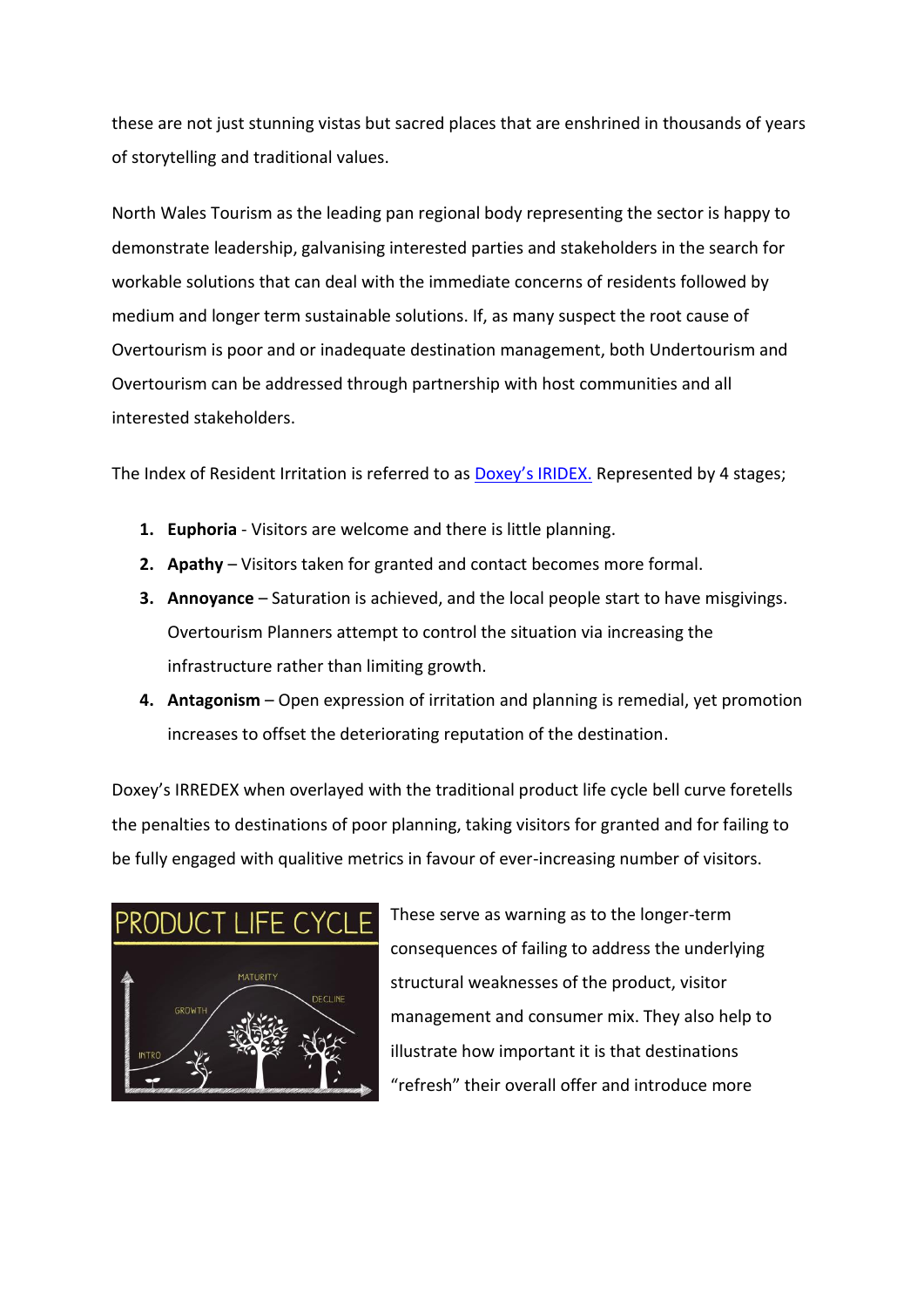these are not just stunning vistas but sacred places that are enshrined in thousands of years of storytelling and traditional values.

North Wales Tourism as the leading pan regional body representing the sector is happy to demonstrate leadership, galvanising interested parties and stakeholders in the search for workable solutions that can deal with the immediate concerns of residents followed by medium and longer term sustainable solutions. If, as many suspect the root cause of Overtourism is poor and or inadequate destination management, both Undertourism and Overtourism can be addressed through partnership with host communities and all interested stakeholders.

The Index of Resident Irritation is referred to as Doxey's IRIDEX. Represented by 4 stages;

1. **Euphoria** - Visitors are welcome and there is little planning.
2. **Apathy** – Visitors taken for granted and contact becomes more formal.
3. **Annoyance** – Saturation is achieved, and the local people start to have misgivings. Overtourism Planners attempt to control the situation via increasing the infrastructure rather than limiting growth.
4. **Antagonism** – Open expression of irritation and planning is remedial, yet promotion increases to offset the deteriorating reputation of the destination.

Doxey's IRREDEX when overlayed with the traditional product life cycle bell curve foretells the penalties to destinations of poor planning, taking visitors for granted and for failing to be fully engaged with qualitive metrics in favour of ever-increasing number of visitors.

These serve as warning as to the longer-term consequences of failing to address the underlying structural weaknesses of the product, visitor management and consumer mix. They also help to illustrate how important it is that destinations "refresh" their overall offer and introduce more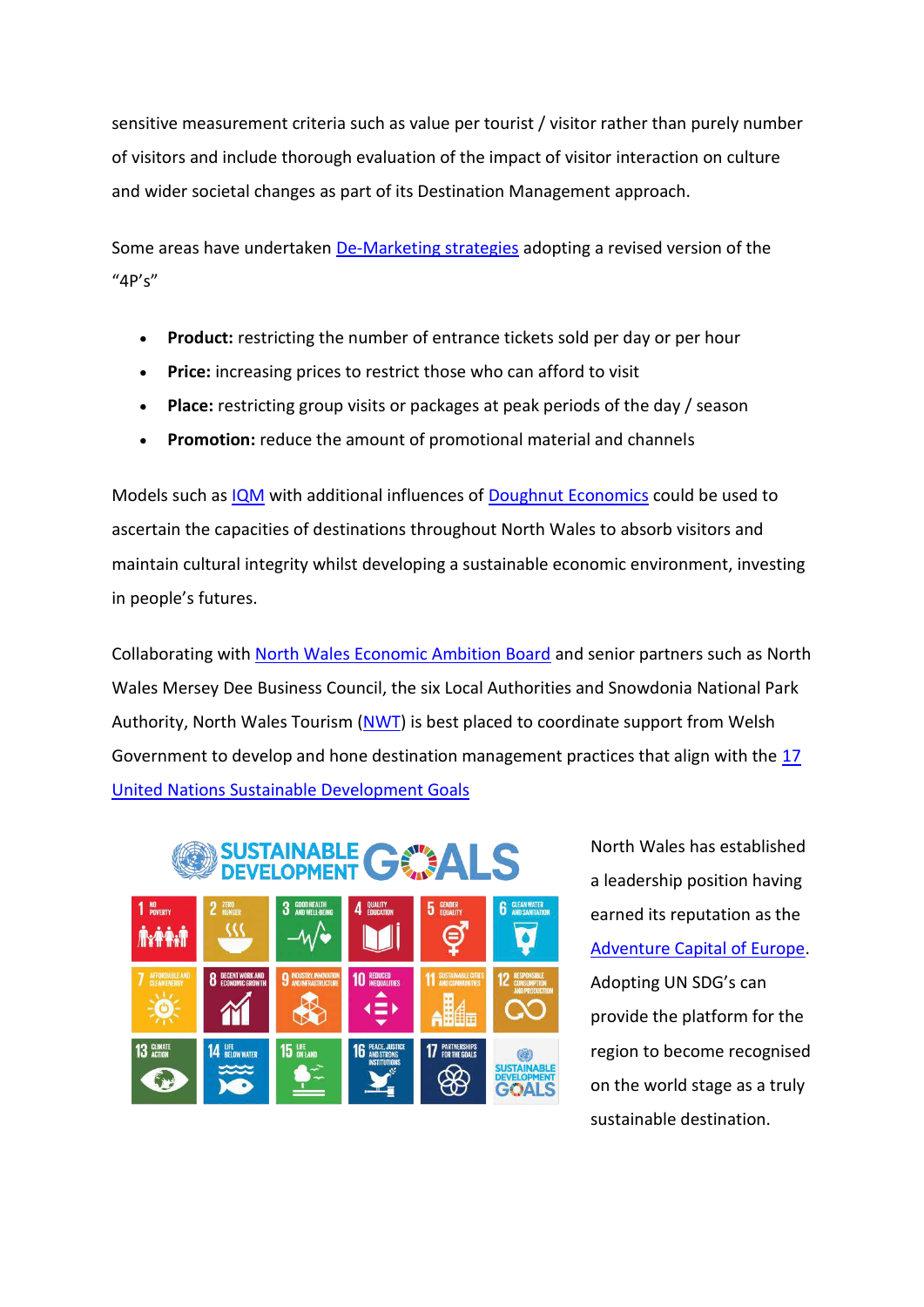sensitive measurement criteria such as value per tourist / visitor rather than purely number of visitors and include thorough evaluation of the impact of visitor interaction on culture and wider societal changes as part of its Destination Management approach.

Some areas have undertaken De-Marketing strategies adopting a revised version of the "4P's"

- **Product:** restricting the number of entrance tickets sold per day or per hour
- **Price:** increasing prices to restrict those who can afford to visit
- **Place:** restricting group visits or packages at peak periods of the day / season
- **Promotion:** reduce the amount of promotional material and channels

Models such as IQM with additional influences of Doughnut Economics could be used to ascertain the capacities of destinations throughout North Wales to absorb visitors and maintain cultural integrity whilst developing a sustainable economic environment, investing in people's futures.

Collaborating with North Wales Economic Ambition Board and senior partners such as North Wales Mersey Dee Business Council, the six Local Authorities and Snowdonia National Park Authority, North Wales Tourism (NWT) is best placed to coordinate support from Welsh Government to develop and hone destination management practices that align with the 17 United Nations Sustainable Development Goals

North Wales has established a leadership position having earned its reputation as the Adventure Capital of Europe. Adopting UN SDG's can provide the platform for the region to become recognised on the world stage as a truly sustainable destination.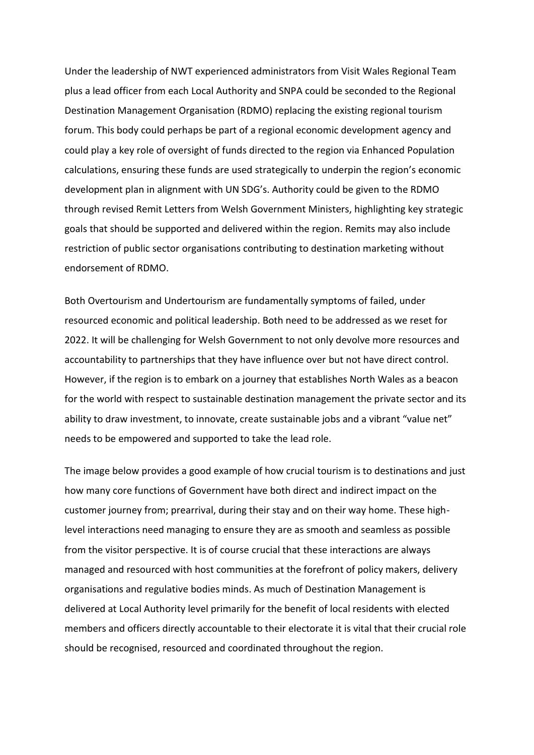Under the leadership of NWT experienced administrators from Visit Wales Regional Team plus a lead officer from each Local Authority and SNPA could be seconded to the Regional Destination Management Organisation (RDMO) replacing the existing regional tourism forum. This body could perhaps be part of a regional economic development agency and could play a key role of oversight of funds directed to the region via Enhanced Population calculations, ensuring these funds are used strategically to underpin the region's economic development plan in alignment with UN SDG's. Authority could be given to the RDMO through revised Remit Letters from Welsh Government Ministers, highlighting key strategic goals that should be supported and delivered within the region. Remits may also include restriction of public sector organisations contributing to destination marketing without endorsement of RDMO.

Both Overtourism and Undertourism are fundamentally symptoms of failed, under resourced economic and political leadership. Both need to be addressed as we reset for 2022. It will be challenging for Welsh Government to not only devolve more resources and accountability to partnerships that they have influence over but not have direct control. However, if the region is to embark on a journey that establishes North Wales as a beacon for the world with respect to sustainable destination management the private sector and its ability to draw investment, to innovate, create sustainable jobs and a vibrant "value net" needs to be empowered and supported to take the lead role.

The image below provides a good example of how crucial tourism is to destinations and just how many core functions of Government have both direct and indirect impact on the customer journey from; prearrival, during their stay and on their way home. These high-level interactions need managing to ensure they are as smooth and seamless as possible from the visitor perspective. It is of course crucial that these interactions are always managed and resourced with host communities at the forefront of policy makers, delivery organisations and regulative bodies minds. As much of Destination Management is delivered at Local Authority level primarily for the benefit of local residents with elected members and officers directly accountable to their electorate it is vital that their crucial role should be recognised, resourced and coordinated throughout the region.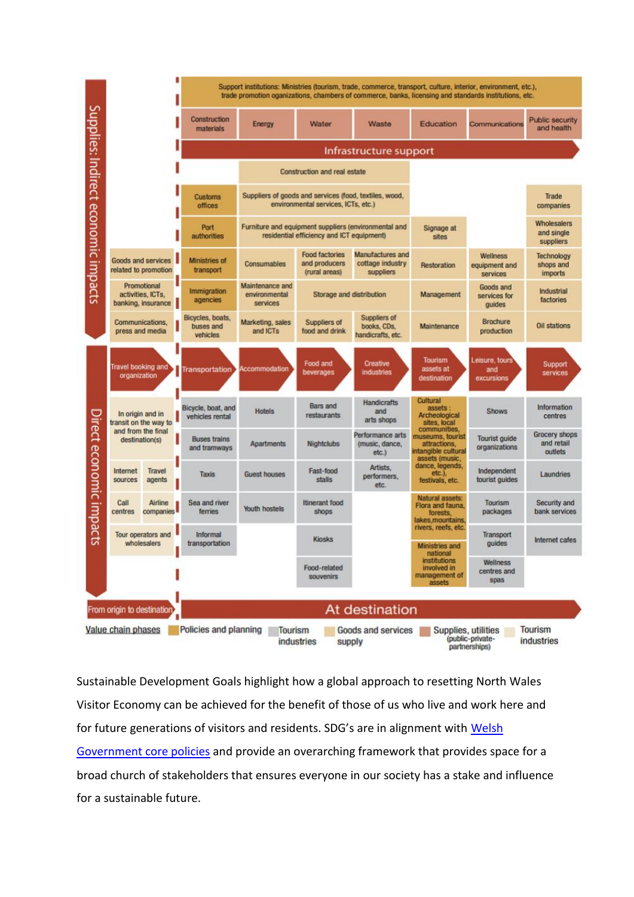Supplies: Indirect economic impacts

Support institutions: Ministries (tourism, trade, commerce, transport, culture, interior, environment, etc.), trade promotion organizations, chambers of commerce, banks, licensing and standards institutions, etc.

| Construction materials | Energy | Water | Waste | Education | Communications | Public security and health |
|---|---|---|---|---|---|---|

Infrastructure support

| | | | | | | | |
|---|---|---|---|---|---|---|---|
| | | Construction and real estate | | | | | |
| | Customs offices | Suppliers of goods and services (food, textiles, wood, environmental services, ICTs, etc.) | | | | | Trade companies |
| | Port authorities | Furniture and equipment suppliers (environmental and residential efficiency and ICT equipment) | | | Signage at sites | | Wholesalers and single suppliers |
| Goods and services related to promotion | Ministries of transport | Consumables | Food factories and producers (rural areas) | Manufactures and cottage industry suppliers | Restoration | Wellness equipment and services | Technology shops and imports |
| Promotional activities, ICTs, banking, insurance | Immigration agencies | Maintenance and environmental services | Storage and distribution | | Management | Goods and services for guides | Industrial factories |
| Communications, press and media | Bicycles, boats, buses and vehicles | Marketing, sales and ICTs | Suppliers of food and drink | Suppliers of books, CDs, handicrafts, etc. | Maintenance | Brochure production | Oil stations |

Direct economic impacts

| Travel booking and organization | Transportation | Accommodation | Food and beverages | Creative industries | Tourism assets at destination | Leisure, tours and excursions | Support services |
|---|---|---|---|---|---|---|---|
| In origin and in transit on the way to and from the final destination(s) | Bicycle, boat, and vehicles rental | Hotels | Bars and restaurants | Handicrafts and arts shops | Cultural assets: Archeological sites, local communities, museums, tourist attractions, intangible cultural assets (music, dance, legends, etc.), festivals, etc. | Shows | Information centres |
| | Buses trains and tramways | Apartments | Nightclubs | Performance arts (music, dance, etc.) | | Tourist guide organizations | Grocery shops and retail outlets |
| Internet sources / Travel agents | Taxis | Guest houses | Fast-food stalls | Artists, performers, etc. | | Independent tourist guides | Laundries |
| Call centres / Airline companies | Sea and river ferries | Youth hostels | Itinerant food shops | | Natural assets: Flora and fauna, forests, lakes, mountains, rivers, reefs, etc. | Tourism packages | Security and bank services |
| Tour operators and wholesalers | Informal transportation | | Kiosks | | Ministries and national institutions involved in management of assets | Transport guides | Internet cafes |
| | | | Food-related souvenirs | | | Wellness centres and spas | |

From origin to destination | At destination

Value chain phases: Policies and planning; Tourism industries; Goods and services supply; Supplies, utilities (public-private-partnerships); Tourism industries

Sustainable Development Goals highlight how a global approach to resetting North Wales Visitor Economy can be achieved for the benefit of those of us who live and work here and for future generations of visitors and residents. SDG's are in alignment with [Welsh Government core policies](Welsh Government core policies) and provide an overarching framework that provides space for a broad church of stakeholders that ensures everyone in our society has a stake and influence for a sustainable future.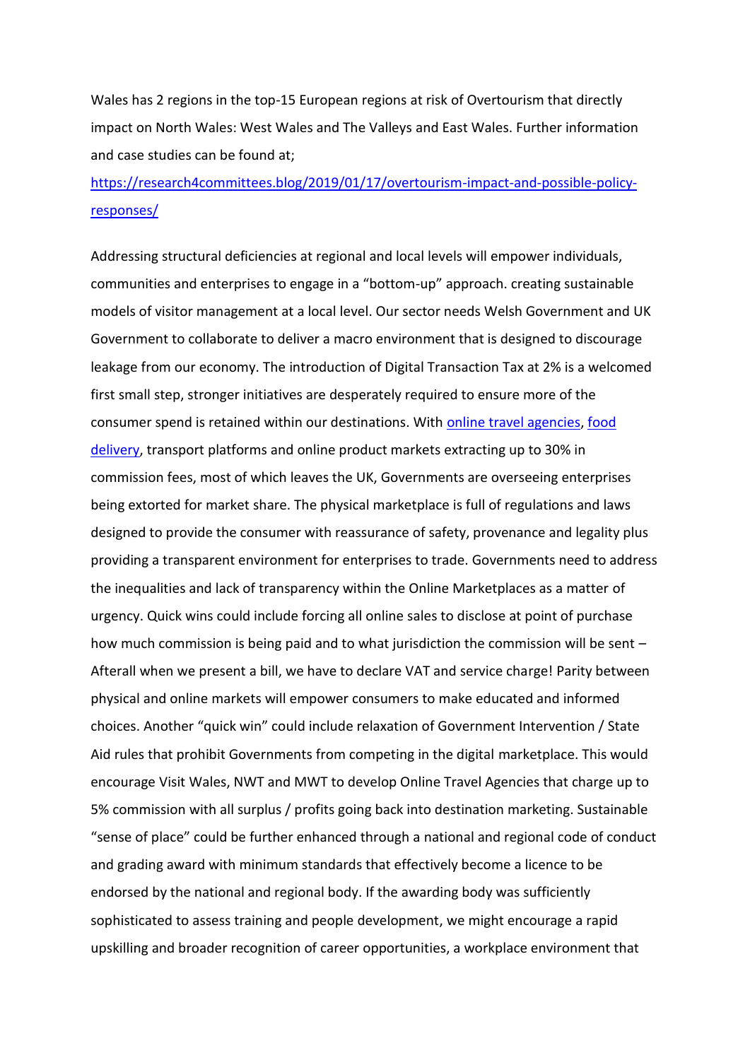Wales has 2 regions in the top-15 European regions at risk of Overtourism that directly impact on North Wales: West Wales and The Valleys and East Wales. Further information and case studies can be found at;

https://research4committees.blog/2019/01/17/overtourism-impact-and-possible-policy-responses/

Addressing structural deficiencies at regional and local levels will empower individuals, communities and enterprises to engage in a "bottom-up" approach. creating sustainable models of visitor management at a local level. Our sector needs Welsh Government and UK Government to collaborate to deliver a macro environment that is designed to discourage leakage from our economy. The introduction of Digital Transaction Tax at 2% is a welcomed first small step, stronger initiatives are desperately required to ensure more of the consumer spend is retained within our destinations. With online travel agencies, food delivery, transport platforms and online product markets extracting up to 30% in commission fees, most of which leaves the UK, Governments are overseeing enterprises being extorted for market share. The physical marketplace is full of regulations and laws designed to provide the consumer with reassurance of safety, provenance and legality plus providing a transparent environment for enterprises to trade. Governments need to address the inequalities and lack of transparency within the Online Marketplaces as a matter of urgency. Quick wins could include forcing all online sales to disclose at point of purchase how much commission is being paid and to what jurisdiction the commission will be sent – Afterall when we present a bill, we have to declare VAT and service charge! Parity between physical and online markets will empower consumers to make educated and informed choices. Another "quick win" could include relaxation of Government Intervention / State Aid rules that prohibit Governments from competing in the digital marketplace. This would encourage Visit Wales, NWT and MWT to develop Online Travel Agencies that charge up to 5% commission with all surplus / profits going back into destination marketing. Sustainable "sense of place" could be further enhanced through a national and regional code of conduct and grading award with minimum standards that effectively become a licence to be endorsed by the national and regional body. If the awarding body was sufficiently sophisticated to assess training and people development, we might encourage a rapid upskilling and broader recognition of career opportunities, a workplace environment that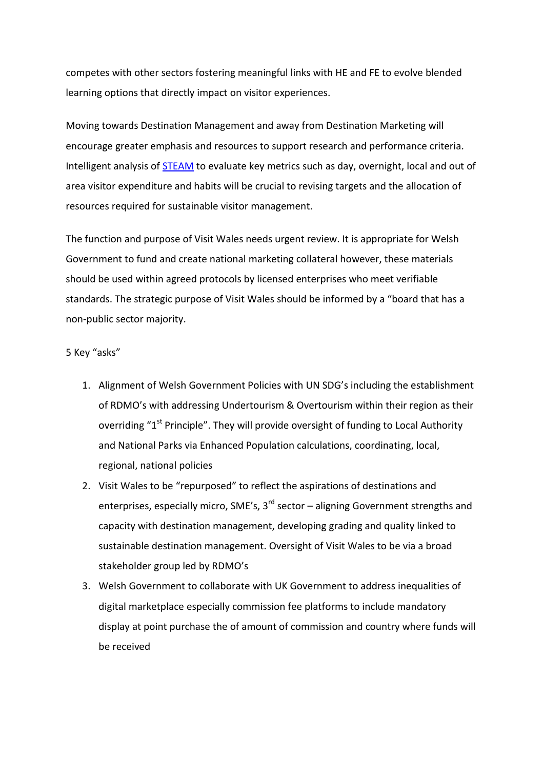competes with other sectors fostering meaningful links with HE and FE to evolve blended learning options that directly impact on visitor experiences.

Moving towards Destination Management and away from Destination Marketing will encourage greater emphasis and resources to support research and performance criteria. Intelligent analysis of STEAM to evaluate key metrics such as day, overnight, local and out of area visitor expenditure and habits will be crucial to revising targets and the allocation of resources required for sustainable visitor management.

The function and purpose of Visit Wales needs urgent review. It is appropriate for Welsh Government to fund and create national marketing collateral however, these materials should be used within agreed protocols by licensed enterprises who meet verifiable standards. The strategic purpose of Visit Wales should be informed by a "board that has a non-public sector majority.

5 Key "asks"

1. Alignment of Welsh Government Policies with UN SDG's including the establishment of RDMO's with addressing Undertourism & Overtourism within their region as their overriding "1st Principle". They will provide oversight of funding to Local Authority and National Parks via Enhanced Population calculations, coordinating, local, regional, national policies
2. Visit Wales to be "repurposed" to reflect the aspirations of destinations and enterprises, especially micro, SME's, 3rd sector – aligning Government strengths and capacity with destination management, developing grading and quality linked to sustainable destination management. Oversight of Visit Wales to be via a broad stakeholder group led by RDMO's
3. Welsh Government to collaborate with UK Government to address inequalities of digital marketplace especially commission fee platforms to include mandatory display at point purchase the of amount of commission and country where funds will be received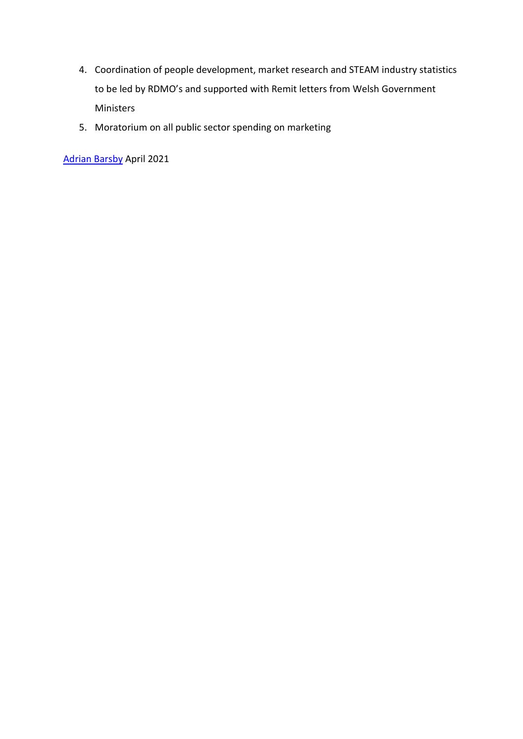4. Coordination of people development, market research and STEAM industry statistics to be led by RDMO's and supported with Remit letters from Welsh Government Ministers
5. Moratorium on all public sector spending on marketing

Adrian Barsby April 2021